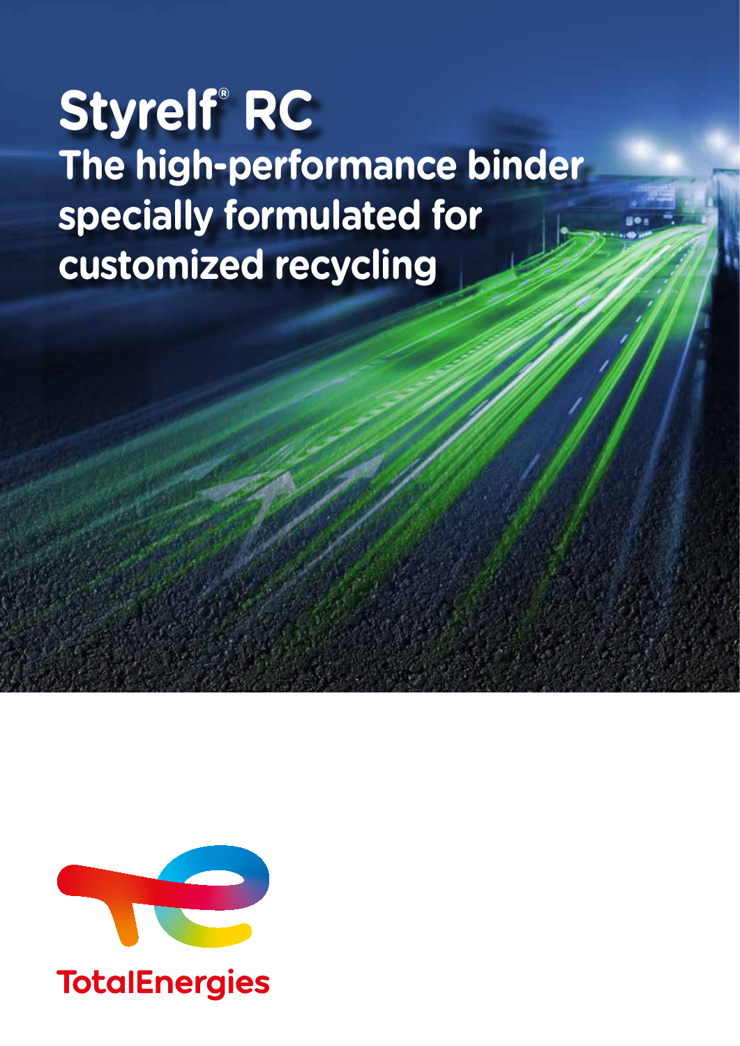# Styrelf® RC

## The high-performance binder specially formulated for customized recycling

TotalEnergies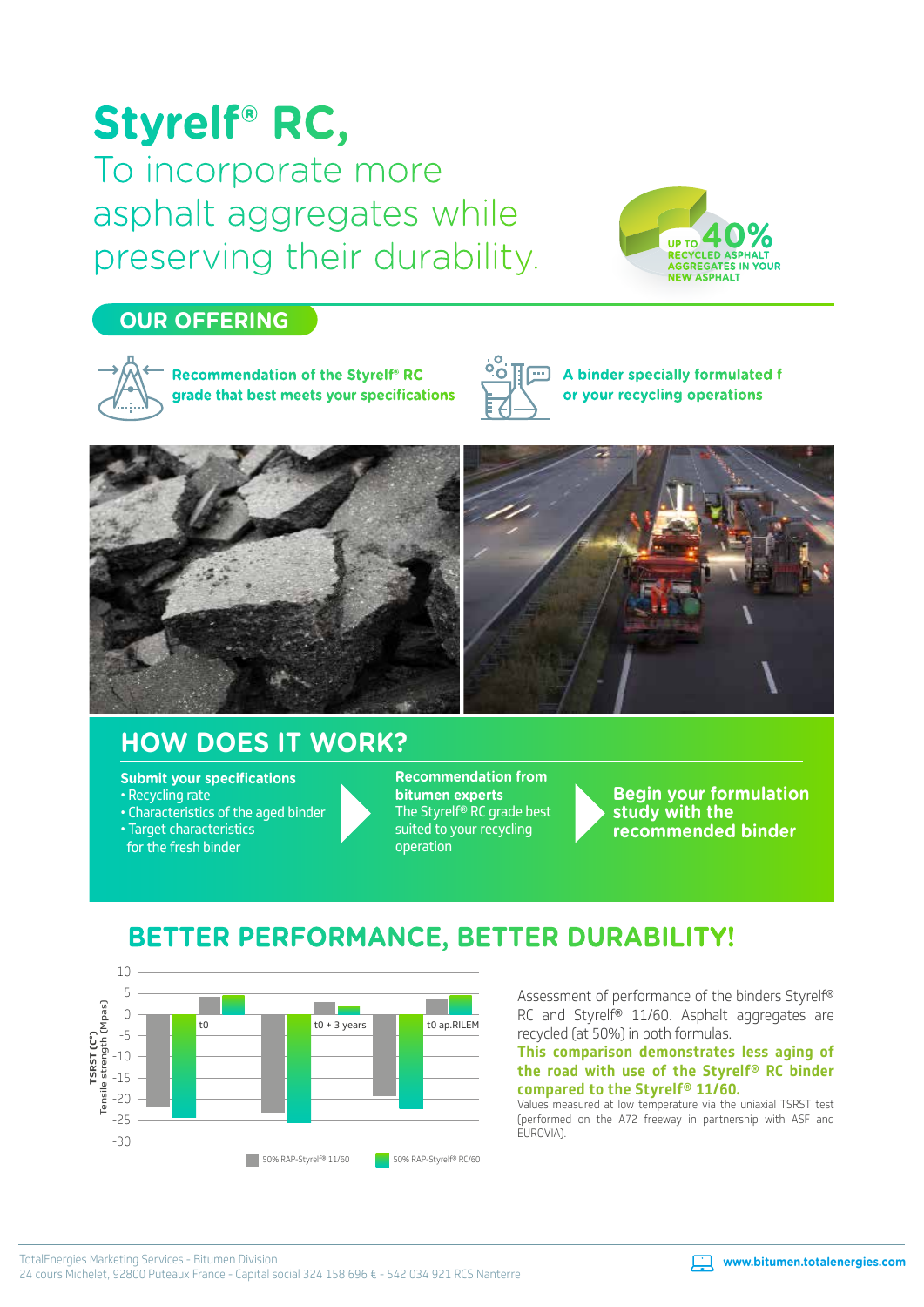# Styrelf® RC,

To incorporate more asphalt aggregates while preserving their durability.

UP TO 40% RECYCLED ASPHALT AGGREGATES IN YOUR NEW ASPHALT

## OUR OFFERING

**Recommendation of the Styrelf® RC grade that best meets your specifications**

**A binder specially formulated for your recycling operations**

## HOW DOES IT WORK?

**Submit your specifications**

- Recycling rate
- Characteristics of the aged binder
- Target characteristics for the fresh binder

**Recommendation from bitumen experts**
The Styrelf® RC grade best suited to your recycling operation

**Begin your formulation study with the recommended binder**

## BETTER PERFORMANCE, BETTER DURABILITY!

TSRST (C°)
Tensile strength (Mpas)

10
5
0
-5
-10
-15
-20
-25
-30

t0
t0 + 3 years
t0 ap.RILEM

50% RAP-Styrelf® 11/60
50% RAP-Styrelf® RC/60

Assessment of performance of the binders Styrelf® RC and Styrelf® 11/60. Asphalt aggregates are recycled (at 50%) in both formulas.

**This comparison demonstrates less aging of the road with use of the Styrelf® RC binder compared to the Styrelf® 11/60.**

Values measured at low temperature via the uniaxial TSRST test (performed on the A72 freeway in partnership with ASF and EUROVIA).

TotalEnergies Marketing Services - Bitumen Division
24 cours Michelet, 92800 Puteaux France - Capital social 324 158 696 € - 542 034 921 RCS Nanterre

www.bitumen.totalenergies.com